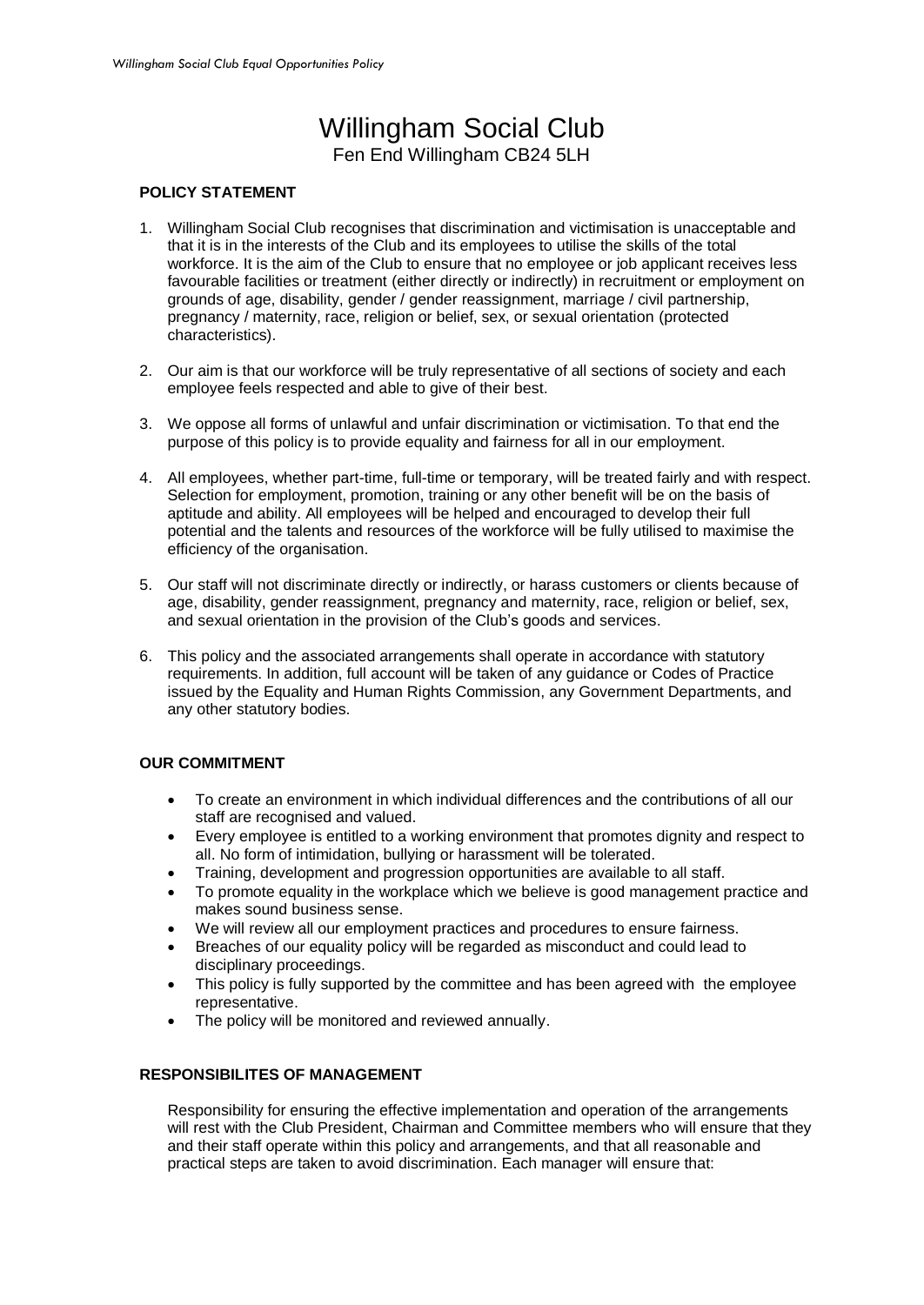# Willingham Social Club

Fen End Willingham CB24 5LH

**POLICY STATEMENT**

1. Willingham Social Club recognises that discrimination and victimisation is unacceptable and that it is in the interests of the Club and its employees to utilise the skills of the total workforce. It is the aim of the Club to ensure that no employee or job applicant receives less favourable facilities or treatment (either directly or indirectly) in recruitment or employment on grounds of age, disability, gender / gender reassignment, marriage / civil partnership, pregnancy / maternity, race, religion or belief, sex, or sexual orientation (protected characteristics).

2. Our aim is that our workforce will be truly representative of all sections of society and each employee feels respected and able to give of their best.

3. We oppose all forms of unlawful and unfair discrimination or victimisation. To that end the purpose of this policy is to provide equality and fairness for all in our employment.

4. All employees, whether part-time, full-time or temporary, will be treated fairly and with respect. Selection for employment, promotion, training or any other benefit will be on the basis of aptitude and ability. All employees will be helped and encouraged to develop their full potential and the talents and resources of the workforce will be fully utilised to maximise the efficiency of the organisation.

5. Our staff will not discriminate directly or indirectly, or harass customers or clients because of age, disability, gender reassignment, pregnancy and maternity, race, religion or belief, sex, and sexual orientation in the provision of the Club's goods and services.

6. This policy and the associated arrangements shall operate in accordance with statutory requirements. In addition, full account will be taken of any guidance or Codes of Practice issued by the Equality and Human Rights Commission, any Government Departments, and any other statutory bodies.

**OUR COMMITMENT**

- To create an environment in which individual differences and the contributions of all our staff are recognised and valued.
- Every employee is entitled to a working environment that promotes dignity and respect to all. No form of intimidation, bullying or harassment will be tolerated.
- Training, development and progression opportunities are available to all staff.
- To promote equality in the workplace which we believe is good management practice and makes sound business sense.
- We will review all our employment practices and procedures to ensure fairness.
- Breaches of our equality policy will be regarded as misconduct and could lead to disciplinary proceedings.
- This policy is fully supported by the committee and has been agreed with the employee representative.
- The policy will be monitored and reviewed annually.

**RESPONSIBILITES OF MANAGEMENT**

Responsibility for ensuring the effective implementation and operation of the arrangements will rest with the Club President, Chairman and Committee members who will ensure that they and their staff operate within this policy and arrangements, and that all reasonable and practical steps are taken to avoid discrimination. Each manager will ensure that: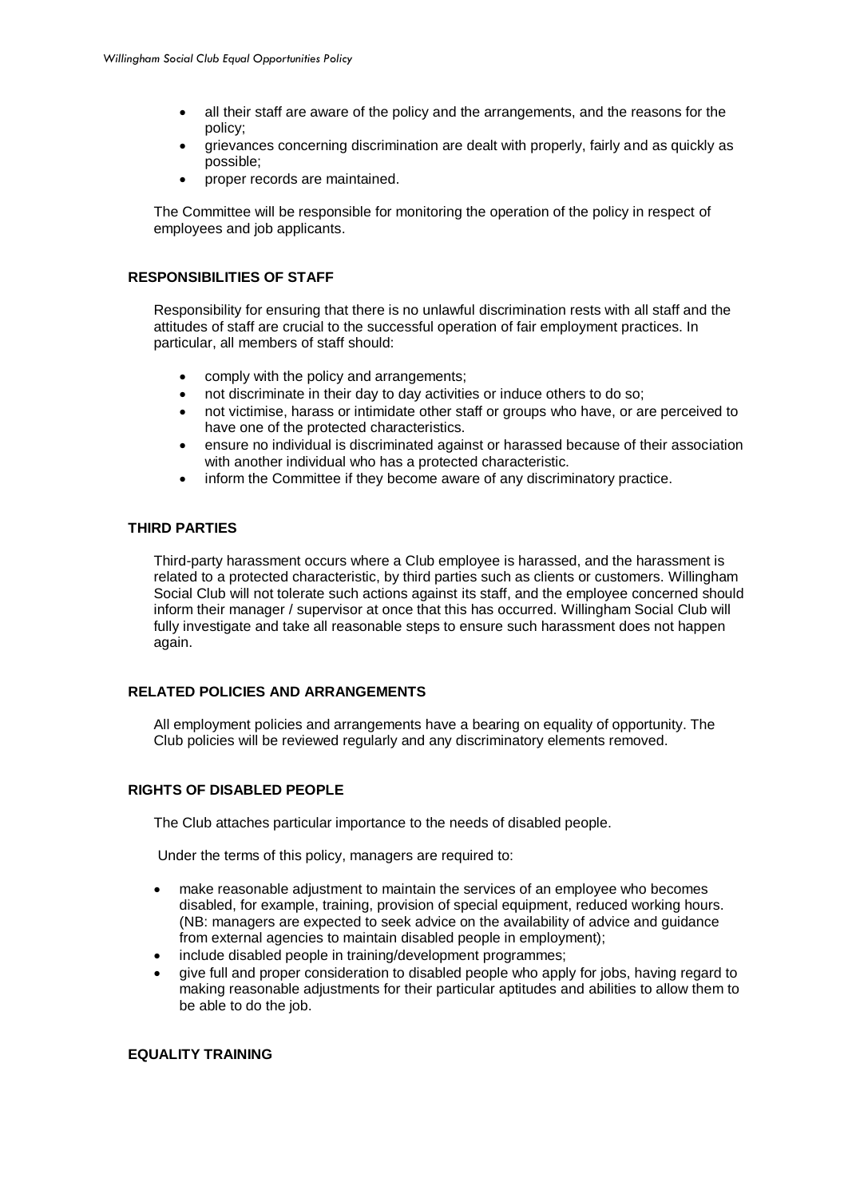- all their staff are aware of the policy and the arrangements, and the reasons for the policy;
- grievances concerning discrimination are dealt with properly, fairly and as quickly as possible;
- proper records are maintained.

The Committee will be responsible for monitoring the operation of the policy in respect of employees and job applicants.

## RESPONSIBILITIES OF STAFF

Responsibility for ensuring that there is no unlawful discrimination rests with all staff and the attitudes of staff are crucial to the successful operation of fair employment practices. In particular, all members of staff should:

- comply with the policy and arrangements;
- not discriminate in their day to day activities or induce others to do so;
- not victimise, harass or intimidate other staff or groups who have, or are perceived to have one of the protected characteristics.
- ensure no individual is discriminated against or harassed because of their association with another individual who has a protected characteristic.
- inform the Committee if they become aware of any discriminatory practice.

## THIRD PARTIES

Third-party harassment occurs where a Club employee is harassed, and the harassment is related to a protected characteristic, by third parties such as clients or customers. Willingham Social Club will not tolerate such actions against its staff, and the employee concerned should inform their manager / supervisor at once that this has occurred. Willingham Social Club will fully investigate and take all reasonable steps to ensure such harassment does not happen again.

## RELATED POLICIES AND ARRANGEMENTS

All employment policies and arrangements have a bearing on equality of opportunity. The Club policies will be reviewed regularly and any discriminatory elements removed.

## RIGHTS OF DISABLED PEOPLE

The Club attaches particular importance to the needs of disabled people.

Under the terms of this policy, managers are required to:

- make reasonable adjustment to maintain the services of an employee who becomes disabled, for example, training, provision of special equipment, reduced working hours. (NB: managers are expected to seek advice on the availability of advice and guidance from external agencies to maintain disabled people in employment);
- include disabled people in training/development programmes;
- give full and proper consideration to disabled people who apply for jobs, having regard to making reasonable adjustments for their particular aptitudes and abilities to allow them to be able to do the job.

## EQUALITY TRAINING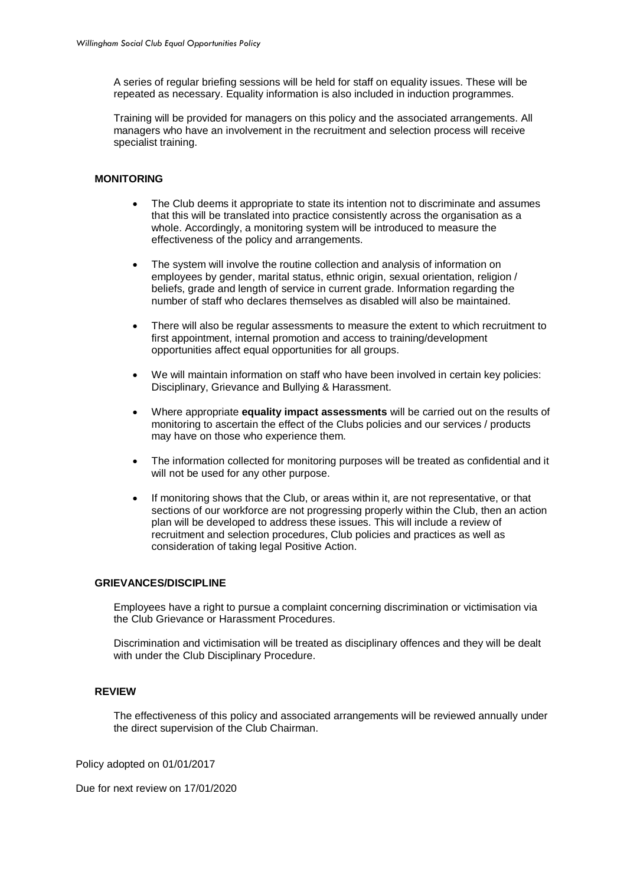A series of regular briefing sessions will be held for staff on equality issues. These will be repeated as necessary. Equality information is also included in induction programmes.

Training will be provided for managers on this policy and the associated arrangements. All managers who have an involvement in the recruitment and selection process will receive specialist training.

## MONITORING

- The Club deems it appropriate to state its intention not to discriminate and assumes that this will be translated into practice consistently across the organisation as a whole. Accordingly, a monitoring system will be introduced to measure the effectiveness of the policy and arrangements.
- The system will involve the routine collection and analysis of information on employees by gender, marital status, ethnic origin, sexual orientation, religion / beliefs, grade and length of service in current grade. Information regarding the number of staff who declares themselves as disabled will also be maintained.
- There will also be regular assessments to measure the extent to which recruitment to first appointment, internal promotion and access to training/development opportunities affect equal opportunities for all groups.
- We will maintain information on staff who have been involved in certain key policies: Disciplinary, Grievance and Bullying & Harassment.
- Where appropriate **equality impact assessments** will be carried out on the results of monitoring to ascertain the effect of the Clubs policies and our services / products may have on those who experience them.
- The information collected for monitoring purposes will be treated as confidential and it will not be used for any other purpose.
- If monitoring shows that the Club, or areas within it, are not representative, or that sections of our workforce are not progressing properly within the Club, then an action plan will be developed to address these issues. This will include a review of recruitment and selection procedures, Club policies and practices as well as consideration of taking legal Positive Action.

## GRIEVANCES/DISCIPLINE

Employees have a right to pursue a complaint concerning discrimination or victimisation via the Club Grievance or Harassment Procedures.

Discrimination and victimisation will be treated as disciplinary offences and they will be dealt with under the Club Disciplinary Procedure.

## REVIEW

The effectiveness of this policy and associated arrangements will be reviewed annually under the direct supervision of the Club Chairman.

Policy adopted on 01/01/2017

Due for next review on 17/01/2020